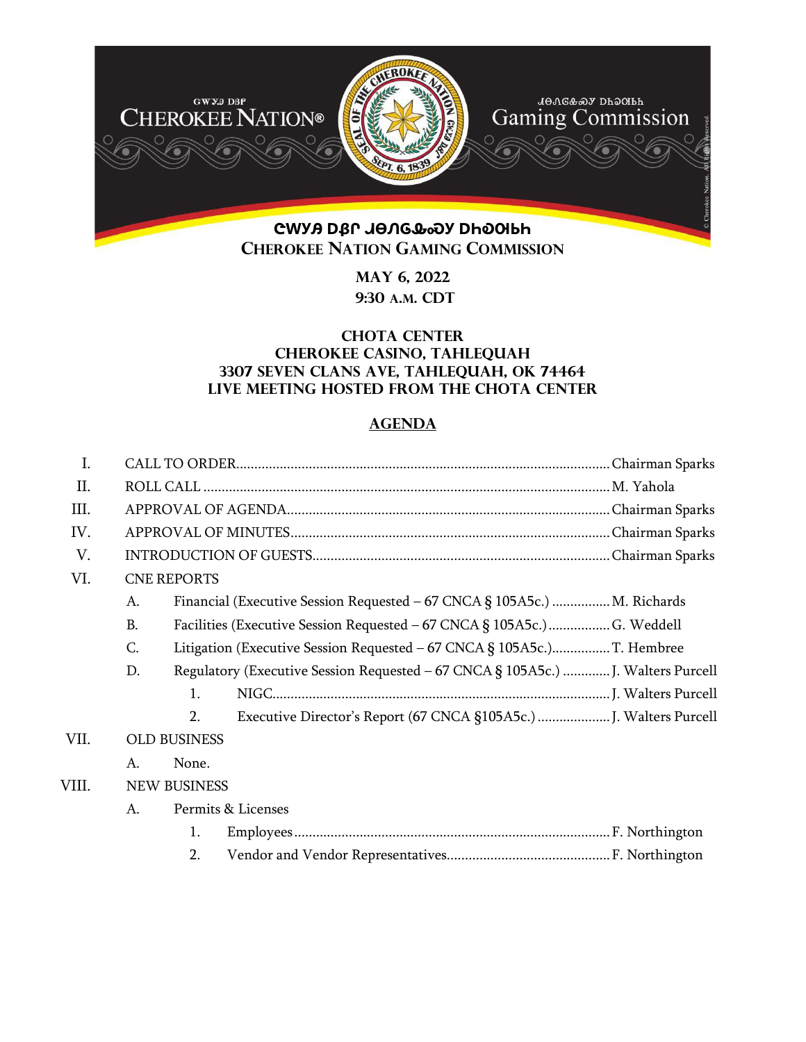ᏣᎳᎩ ᎠᏰᏟ ᏧᎾᏁᎶᎲᏍᎩ ᎠᏂᏍᎬᏘ

**CHEROKEE NATION GAMING COMMISSION**

**MAY 6, 2022**
**9:30 A.M. CDT**

**CHOTA CENTER**
**CHEROKEE CASINO, TAHLEQUAH**
**3307 SEVEN CLANS AVE, TAHLEQUAH, OK 74464**
**LIVE MEETING HOSTED FROM THE CHOTA CENTER**

## AGENDA

I. CALL TO ORDER .......... Chairman Sparks

II. ROLL CALL .......... M. Yahola

III. APPROVAL OF AGENDA .......... Chairman Sparks

IV. APPROVAL OF MINUTES .......... Chairman Sparks

V. INTRODUCTION OF GUESTS .......... Chairman Sparks

VI. CNE REPORTS

- A. Financial (Executive Session Requested – 67 CNCA § 105A5c.) .......... M. Richards
- B. Facilities (Executive Session Requested – 67 CNCA § 105A5c.) .......... G. Weddell
- C. Litigation (Executive Session Requested – 67 CNCA § 105A5c.) .......... T. Hembree
- D. Regulatory (Executive Session Requested – 67 CNCA § 105A5c.) .......... J. Walters Purcell
  1. NIGC .......... J. Walters Purcell
  2. Executive Director's Report (67 CNCA §105A5c.) .......... J. Walters Purcell

VII. OLD BUSINESS

- A. None.

VIII. NEW BUSINESS

- A. Permits & Licenses
  1. Employees .......... F. Northington
  2. Vendor and Vendor Representatives .......... F. Northington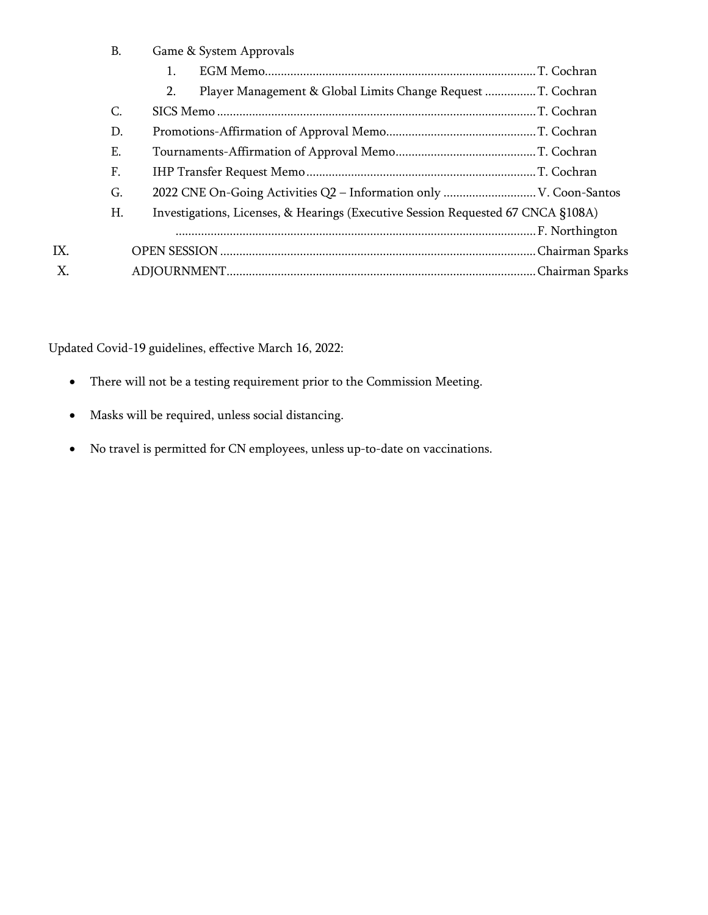B. Game & System Approvals

1. EGM Memo.................................................................................... T. Cochran
2. Player Management & Global Limits Change Request ................ T. Cochran

C. SICS Memo .................................................................................................. T. Cochran

D. Promotions-Affirmation of Approval Memo............................................... T. Cochran

E. Tournaments-Affirmation of Approval Memo............................................ T. Cochran

F. IHP Transfer Request Memo ........................................................................ T. Cochran

G. 2022 CNE On-Going Activities Q2 – Information only ............................. V. Coon-Santos

H. Investigations, Licenses, & Hearings (Executive Session Requested 67 CNCA §108A) ................................................................................................................ F. Northington

IX. OPEN SESSION .................................................................................................. Chairman Sparks

X. ADJOURNMENT................................................................................................. Chairman Sparks

Updated Covid-19 guidelines, effective March 16, 2022:

- There will not be a testing requirement prior to the Commission Meeting.
- Masks will be required, unless social distancing.
- No travel is permitted for CN employees, unless up-to-date on vaccinations.